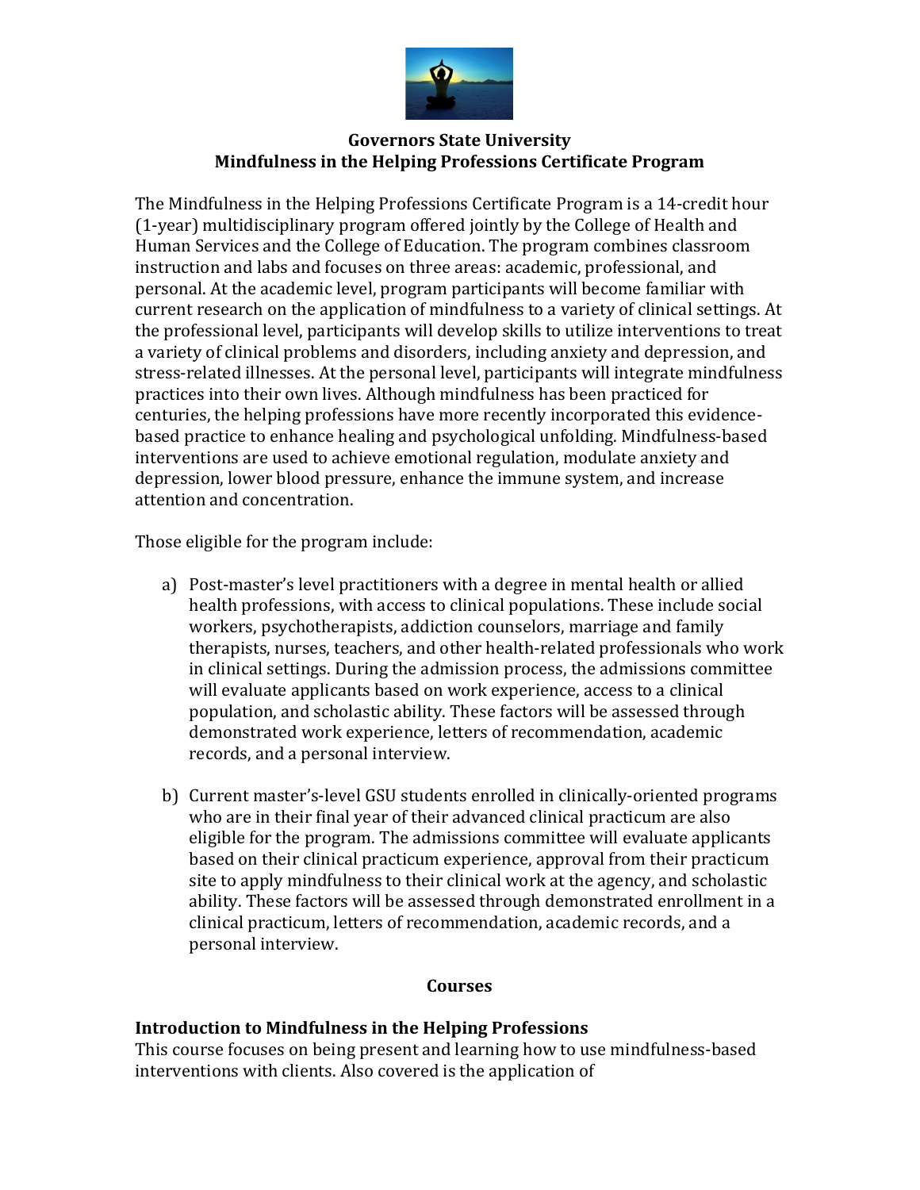**Governors State University**
**Mindfulness in the Helping Professions Certificate Program**

The Mindfulness in the Helping Professions Certificate Program is a 14-credit hour (1-year) multidisciplinary program offered jointly by the College of Health and Human Services and the College of Education. The program combines classroom instruction and labs and focuses on three areas: academic, professional, and personal. At the academic level, program participants will become familiar with current research on the application of mindfulness to a variety of clinical settings. At the professional level, participants will develop skills to utilize interventions to treat a variety of clinical problems and disorders, including anxiety and depression, and stress-related illnesses. At the personal level, participants will integrate mindfulness practices into their own lives. Although mindfulness has been practiced for centuries, the helping professions have more recently incorporated this evidence-based practice to enhance healing and psychological unfolding. Mindfulness-based interventions are used to achieve emotional regulation, modulate anxiety and depression, lower blood pressure, enhance the immune system, and increase attention and concentration.

Those eligible for the program include:

a) Post-master's level practitioners with a degree in mental health or allied health professions, with access to clinical populations. These include social workers, psychotherapists, addiction counselors, marriage and family therapists, nurses, teachers, and other health-related professionals who work in clinical settings. During the admission process, the admissions committee will evaluate applicants based on work experience, access to a clinical population, and scholastic ability. These factors will be assessed through demonstrated work experience, letters of recommendation, academic records, and a personal interview.

b) Current master's-level GSU students enrolled in clinically-oriented programs who are in their final year of their advanced clinical practicum are also eligible for the program. The admissions committee will evaluate applicants based on their clinical practicum experience, approval from their practicum site to apply mindfulness to their clinical work at the agency, and scholastic ability. These factors will be assessed through demonstrated enrollment in a clinical practicum, letters of recommendation, academic records, and a personal interview.

## Courses

### Introduction to Mindfulness in the Helping Professions

This course focuses on being present and learning how to use mindfulness-based interventions with clients. Also covered is the application of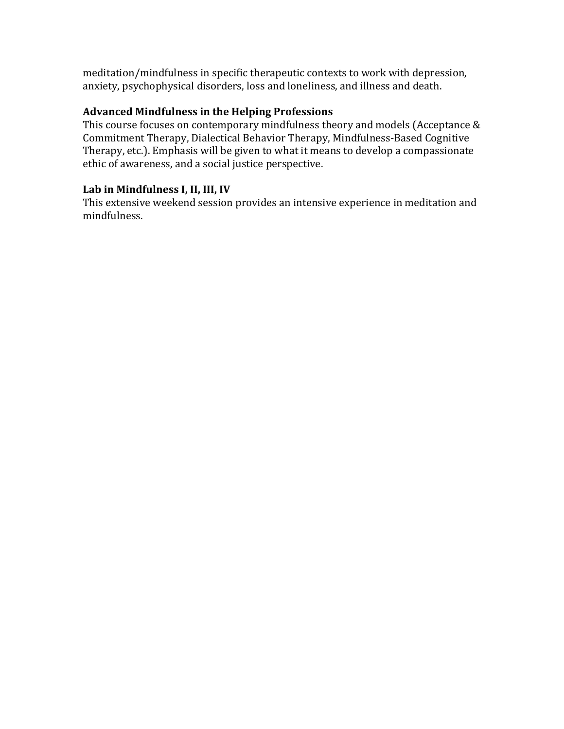meditation/mindfulness in specific therapeutic contexts to work with depression, anxiety, psychophysical disorders, loss and loneliness, and illness and death.

**Advanced Mindfulness in the Helping Professions**
This course focuses on contemporary mindfulness theory and models (Acceptance & Commitment Therapy, Dialectical Behavior Therapy, Mindfulness-Based Cognitive Therapy, etc.). Emphasis will be given to what it means to develop a compassionate ethic of awareness, and a social justice perspective.

**Lab in Mindfulness I, II, III, IV**
This extensive weekend session provides an intensive experience in meditation and mindfulness.